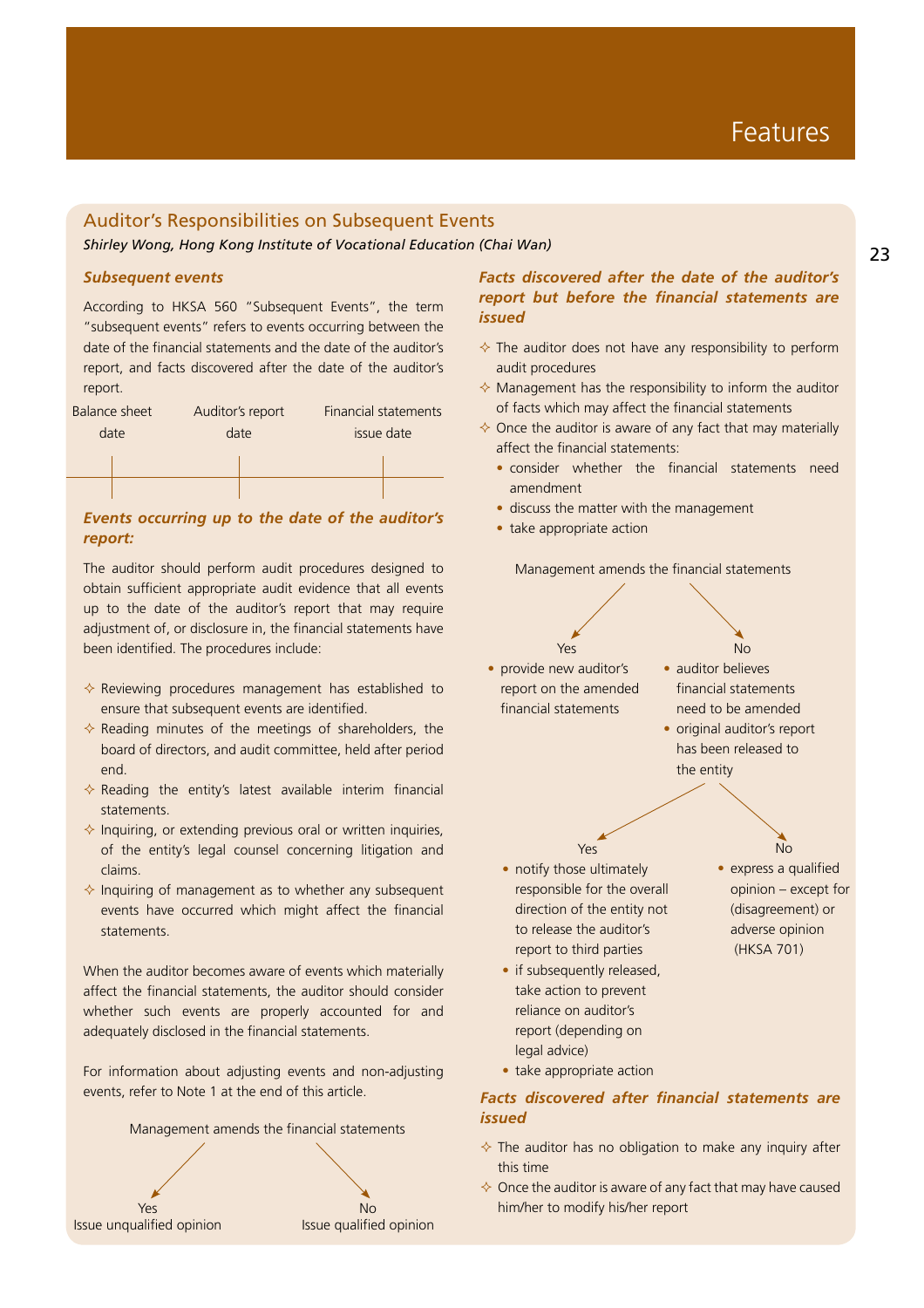# Features

## Auditor's Responsibilities on Subsequent Events

*Shirley Wong, Hong Kong Institute of Vocational Education (Chai Wan)*

### *Subsequent events*

According to HKSA 560 "Subsequent Events", the term "subsequent events" refers to events occurring between the date of the financial statements and the date of the auditor's report, and facts discovered after the date of the auditor's report.

Balance sheet date — Auditor's report date — Financial statements issue date

### *Events occurring up to the date of the auditor's report:*

The auditor should perform audit procedures designed to obtain sufficient appropriate audit evidence that all events up to the date of the auditor's report that may require adjustment of, or disclosure in, the financial statements have been identified. The procedures include:

- Reviewing procedures management has established to ensure that subsequent events are identified.
- Reading minutes of the meetings of shareholders, the board of directors, and audit committee, held after period end.
- Reading the entity's latest available interim financial statements.
- Inquiring, or extending previous oral or written inquiries, of the entity's legal counsel concerning litigation and claims.
- Inquiring of management as to whether any subsequent events have occurred which might affect the financial statements.

When the auditor becomes aware of events which materially affect the financial statements, the auditor should consider whether such events are properly accounted for and adequately disclosed in the financial statements.

For information about adjusting events and non-adjusting events, refer to Note 1 at the end of this article.

Management amends the financial statements

- Yes: Issue unqualified opinion
- No: Issue qualified opinion

### *Facts discovered after the date of the auditor's report but before the financial statements are issued*

- The auditor does not have any responsibility to perform audit procedures
- Management has the responsibility to inform the auditor of facts which may affect the financial statements
- Once the auditor is aware of any fact that may materially affect the financial statements:
  - consider whether the financial statements need amendment
  - discuss the matter with the management
  - take appropriate action

Management amends the financial statements

- Yes:
  - provide new auditor's report on the amended financial statements
- No:
  - auditor believes financial statements need to be amended
  - original auditor's report has been released to the entity
    - Yes:
      - notify those ultimately responsible for the overall direction of the entity not to release the auditor's report to third parties
      - if subsequently released, take action to prevent reliance on auditor's report (depending on legal advice)
      - take appropriate action
    - No:
      - express a qualified opinion – except for (disagreement) or adverse opinion (HKSA 701)

### *Facts discovered after financial statements are issued*

- The auditor has no obligation to make any inquiry after this time
- Once the auditor is aware of any fact that may have caused him/her to modify his/her report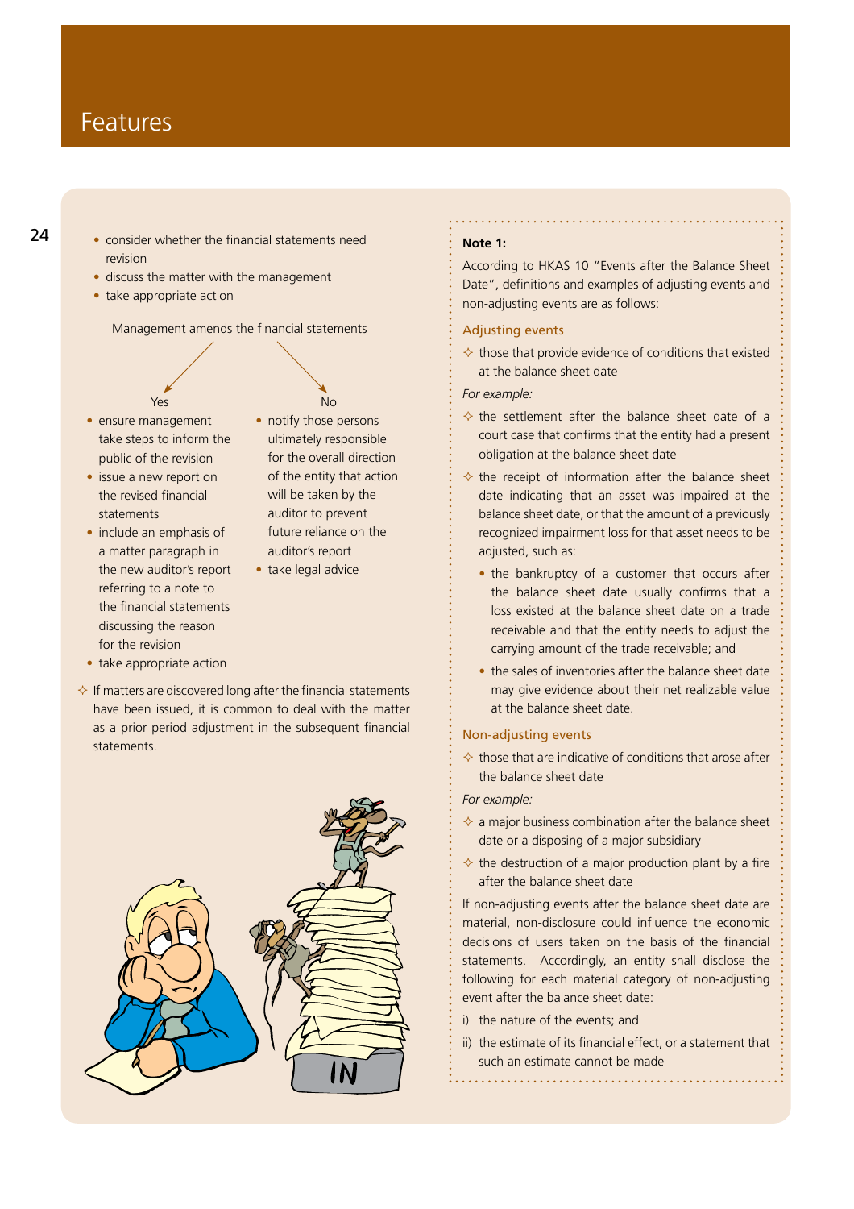- consider whether the financial statements need revision
- discuss the matter with the management
- take appropriate action

Management amends the financial statements

Yes

- ensure management take steps to inform the public of the revision
- issue a new report on the revised financial statements
- include an emphasis of a matter paragraph in the new auditor's report referring to a note to the financial statements discussing the reason for the revision
- take appropriate action

No

- notify those persons ultimately responsible for the overall direction of the entity that action will be taken by the auditor to prevent future reliance on the auditor's report
- take legal advice

✧ If matters are discovered long after the financial statements have been issued, it is common to deal with the matter as a prior period adjustment in the subsequent financial statements.

**Note 1:**

According to HKAS 10 "Events after the Balance Sheet Date", definitions and examples of adjusting events and non-adjusting events are as follows:

### Adjusting events

✧ those that provide evidence of conditions that existed at the balance sheet date

*For example:*

✧ the settlement after the balance sheet date of a court case that confirms that the entity had a present obligation at the balance sheet date

✧ the receipt of information after the balance sheet date indicating that an asset was impaired at the balance sheet date, or that the amount of a previously recognized impairment loss for that asset needs to be adjusted, such as:

- the bankruptcy of a customer that occurs after the balance sheet date usually confirms that a loss existed at the balance sheet date on a trade receivable and that the entity needs to adjust the carrying amount of the trade receivable; and
- the sales of inventories after the balance sheet date may give evidence about their net realizable value at the balance sheet date.

### Non-adjusting events

✧ those that are indicative of conditions that arose after the balance sheet date

*For example:*

✧ a major business combination after the balance sheet date or a disposing of a major subsidiary

✧ the destruction of a major production plant by a fire after the balance sheet date

If non-adjusting events after the balance sheet date are material, non-disclosure could influence the economic decisions of users taken on the basis of the financial statements. Accordingly, an entity shall disclose the following for each material category of non-adjusting event after the balance sheet date:

i) the nature of the events; and

ii) the estimate of its financial effect, or a statement that such an estimate cannot be made